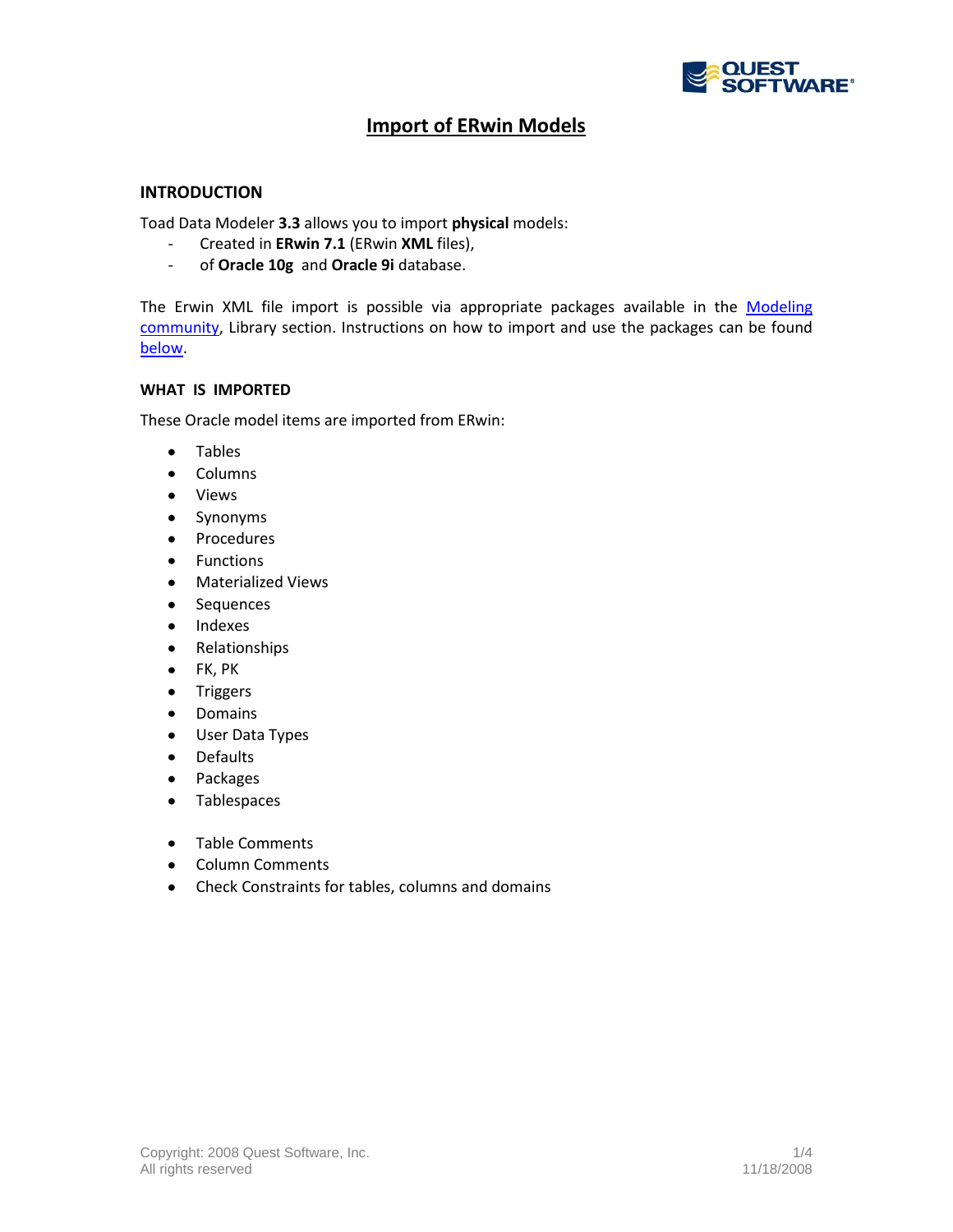# Import of ERwin Models

## INTRODUCTION

Toad Data Modeler **3.3** allows you to import **physical** models:

- Created in **ERwin 7.1** (ERwin **XML** files),
- of **Oracle 10g** and **Oracle 9i** database.

The Erwin XML file import is possible via appropriate packages available in the Modeling community, Library section. Instructions on how to import and use the packages can be found below.

### WHAT IS IMPORTED

These Oracle model items are imported from ERwin:

- Tables
- Columns
- Views
- Synonyms
- Procedures
- Functions
- Materialized Views
- Sequences
- Indexes
- Relationships
- FK, PK
- Triggers
- Domains
- User Data Types
- Defaults
- Packages
- Tablespaces

- Table Comments
- Column Comments
- Check Constraints for tables, columns and domains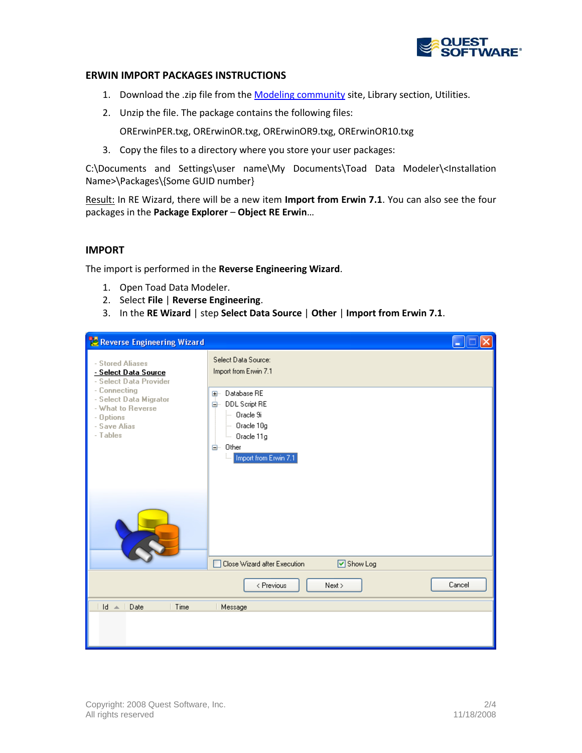## ERWIN IMPORT PACKAGES INSTRUCTIONS

1. Download the .zip file from the [Modeling community]() site, Library section, Utilities.
2. Unzip the file. The package contains the following files:

   ORErwinPER.txg, ORErwinOR.txg, ORErwinOR9.txg, ORErwinOR10.txg

3. Copy the files to a directory where you store your user packages:

C:\Documents and Settings\user name\My Documents\Toad Data Modeler\<Installation Name>\Packages\{Some GUID number}

Result: In RE Wizard, there will be a new item **Import from Erwin 7.1**. You can also see the four packages in the **Package Explorer** – **Object RE Erwin**…

## IMPORT

The import is performed in the **Reverse Engineering Wizard**.

1. Open Toad Data Modeler.
2. Select **File** | **Reverse Engineering**.
3. In the **RE Wizard** | step **Select Data Source** | **Other** | **Import from Erwin 7.1**.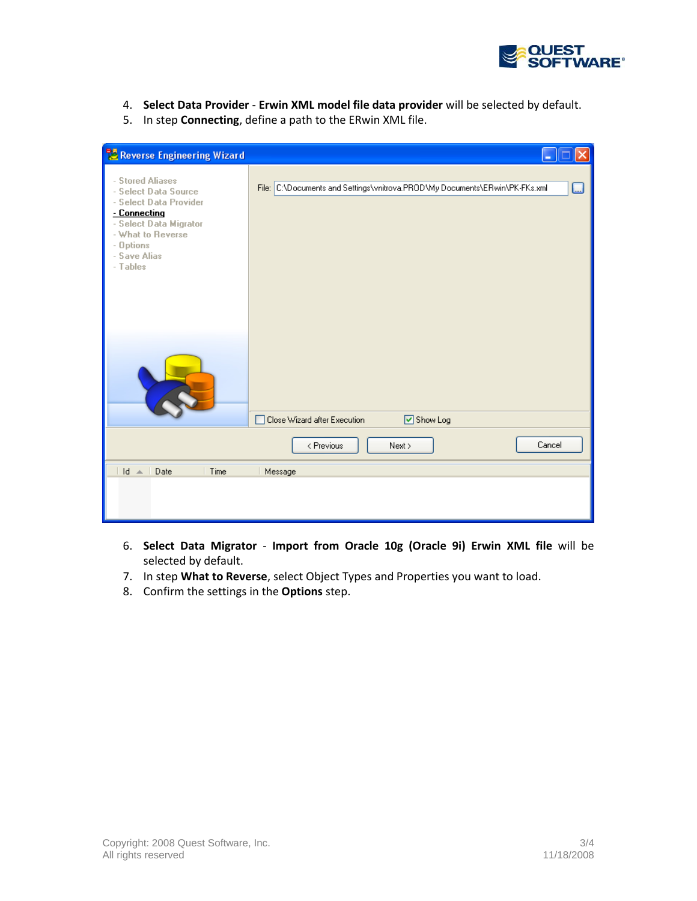4. **Select Data Provider** - **Erwin XML model file data provider** will be selected by default.
5. In step **Connecting**, define a path to the ERwin XML file.

6. **Select Data Migrator** - **Import from Oracle 10g (Oracle 9i) Erwin XML file** will be selected by default.
7. In step **What to Reverse**, select Object Types and Properties you want to load.
8. Confirm the settings in the **Options** step.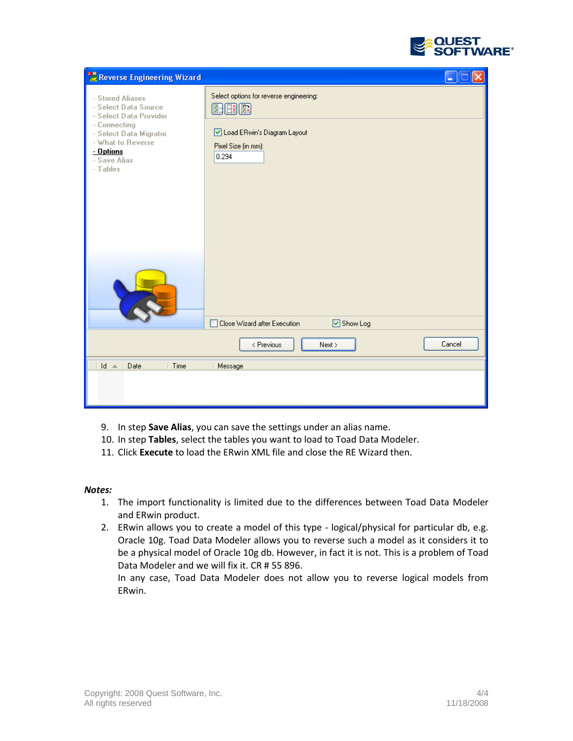9. In step **Save Alias**, you can save the settings under an alias name.
10. In step **Tables**, select the tables you want to load to Toad Data Modeler.
11. Click **Execute** to load the ERwin XML file and close the RE Wizard then.

***Notes:***

1. The import functionality is limited due to the differences between Toad Data Modeler and ERwin product.
2. ERwin allows you to create a model of this type - logical/physical for particular db, e.g. Oracle 10g. Toad Data Modeler allows you to reverse such a model as it considers it to be a physical model of Oracle 10g db. However, in fact it is not. This is a problem of Toad Data Modeler and we will fix it. CR # 55 896.
   In any case, Toad Data Modeler does not allow you to reverse logical models from ERwin.

Copyright: 2008 Quest Software, Inc.
All rights reserved

11/18/2008